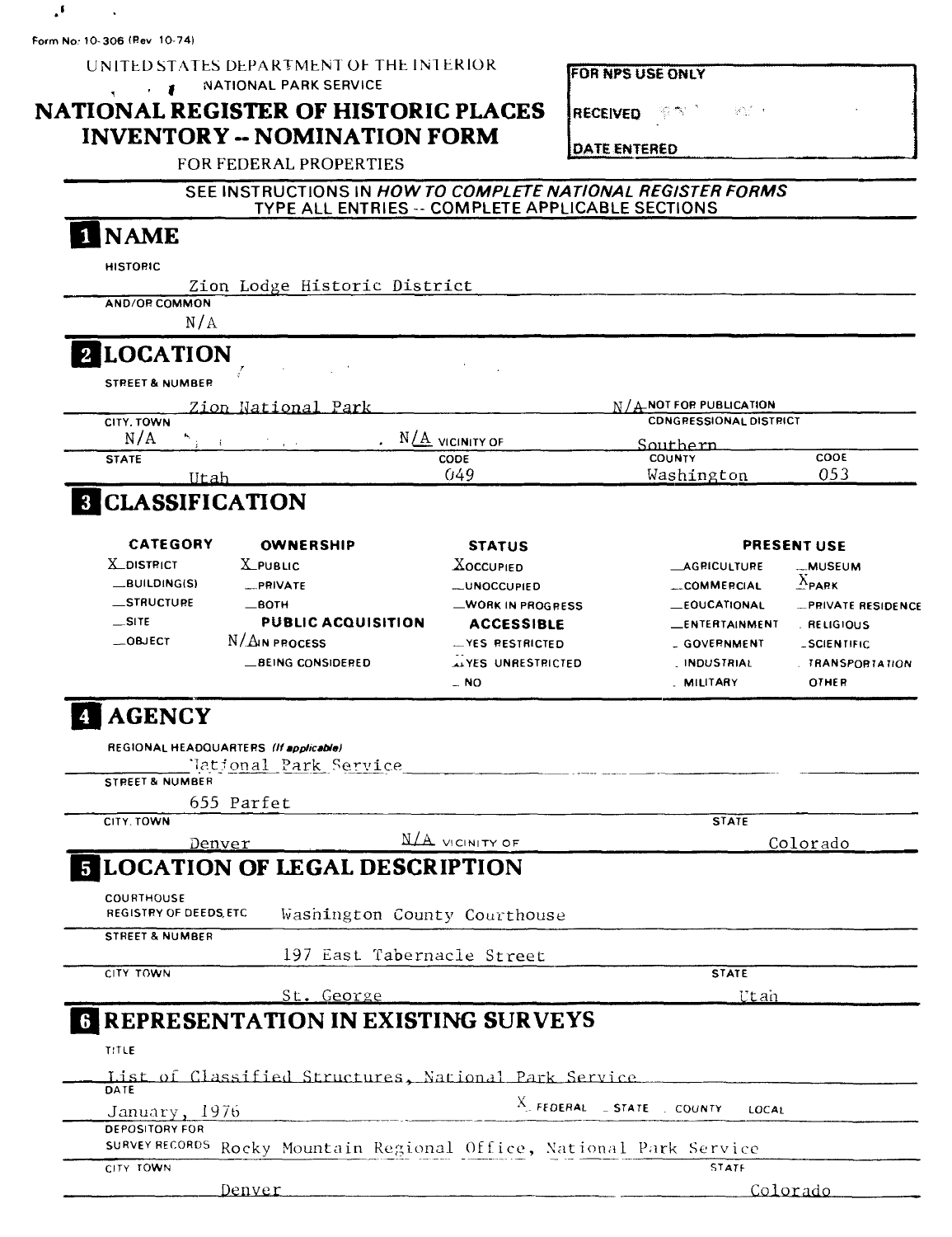Form No. 10-306 (Rev 10-74)

UNITED STATES DEPARTMENT OF THE INTERIOR
NATIONAL PARK SERVICE

# NATIONAL REGISTER OF HISTORIC PLACES INVENTORY -- NOMINATION FORM

FOR FEDERAL PROPERTIES

| FOR NPS USE ONLY |
|---|
| RECEIVED |
| DATE ENTERED |

SEE INSTRUCTIONS IN *HOW TO COMPLETE NATIONAL REGISTER FORMS*
TYPE ALL ENTRIES -- COMPLETE APPLICABLE SECTIONS

## 1 NAME

HISTORIC
Zion Lodge Historic District

AND/OR COMMON
N/A

## 2 LOCATION

STREET & NUMBER
Zion National Park — N/A NOT FOR PUBLICATION

CITY, TOWN
N/A — N/A VICINITY OF

CONGRESSIONAL DISTRICT
Southern

| STATE | CODE | COUNTY | CODE |
|---|---|---|---|
| Utah | 049 | Washington | 053 |

## 3 CLASSIFICATION

| CATEGORY | OWNERSHIP | STATUS | PRESENT USE | |
|---|---|---|---|---|
| X DISTRICT | X PUBLIC | X OCCUPIED | _AGRICULTURE | _MUSEUM |
| _BUILDING(S) | _PRIVATE | _UNOCCUPIED | _COMMERCIAL | X PARK |
| _STRUCTURE | _BOTH | _WORK IN PROGRESS | _EDUCATIONAL | _PRIVATE RESIDENCE |
| _SITE | **PUBLIC ACQUISITION** | **ACCESSIBLE** | _ENTERTAINMENT | _RELIGIOUS |
| _OBJECT | N/A IN PROCESS | _YES: RESTRICTED | _GOVERNMENT | _SCIENTIFIC |
| | _BEING CONSIDERED | X YES: UNRESTRICTED | _INDUSTRIAL | _TRANSPORTATION |
| | | _NO | _MILITARY | _OTHER |

## 4 AGENCY

REGIONAL HEADQUARTERS *(If applicable)*
National Park Service

STREET & NUMBER
655 Parfet

CITY, TOWN
Denver — N/A VICINITY OF

STATE
Colorado

## 5 LOCATION OF LEGAL DESCRIPTION

COURTHOUSE, REGISTRY OF DEEDS, ETC.
Washington County Courthouse

STREET & NUMBER
197 East Tabernacle Street

CITY, TOWN
St. George

STATE
Utah

## 6 REPRESENTATION IN EXISTING SURVEYS

TITLE
List of Classified Structures, National Park Service

DATE
January, 1976 — X FEDERAL _STATE _COUNTY _LOCAL

DEPOSITORY FOR SURVEY RECORDS
Rocky Mountain Regional Office, National Park Service

CITY, TOWN
Denver

STATE
Colorado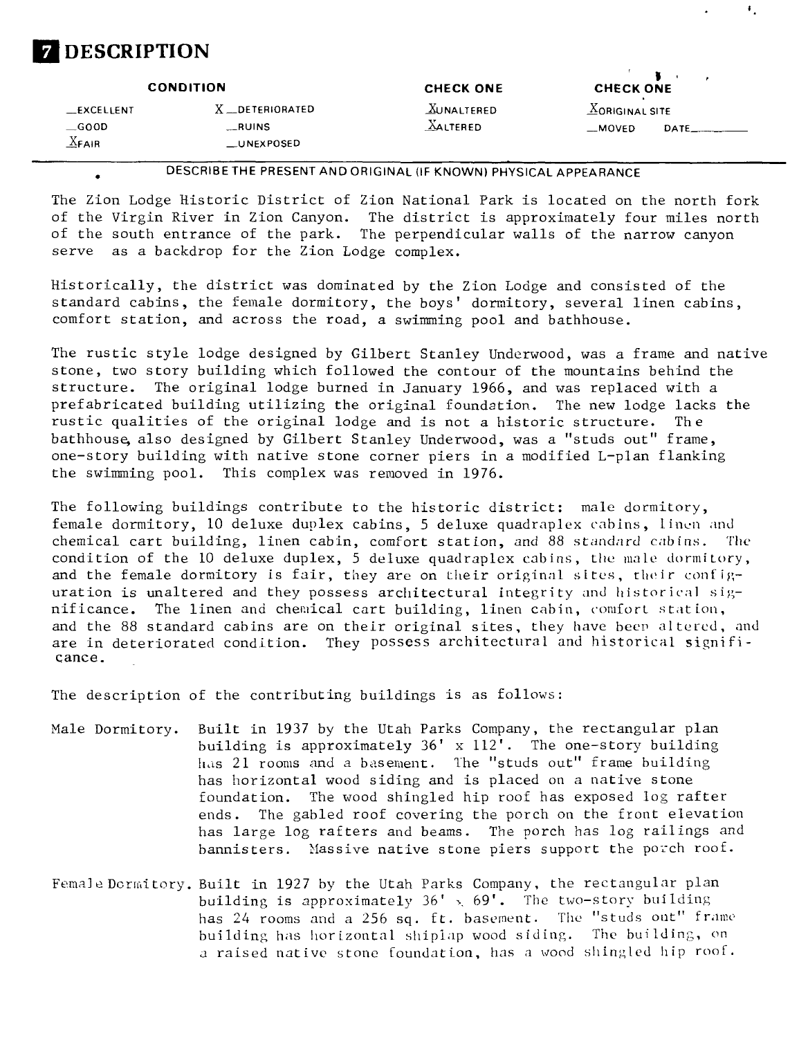# 7 DESCRIPTION

| CONDITION | | CHECK ONE | CHECK ONE |
|---|---|---|---|
| _EXCELLENT | X_DETERIORATED | X UNALTERED | X ORIGINAL SITE |
| _GOOD | _RUINS | X ALTERED | _MOVED DATE_____ |
| X FAIR | _UNEXPOSED | | |

DESCRIBE THE PRESENT AND ORIGINAL (IF KNOWN) PHYSICAL APPEARANCE

The Zion Lodge Historic District of Zion National Park is located on the north fork of the Virgin River in Zion Canyon. The district is approximately four miles north of the south entrance of the park. The perpendicular walls of the narrow canyon serve as a backdrop for the Zion Lodge complex.

Historically, the district was dominated by the Zion Lodge and consisted of the standard cabins, the female dormitory, the boys' dormitory, several linen cabins, comfort station, and across the road, a swimming pool and bathhouse.

The rustic style lodge designed by Gilbert Stanley Underwood, was a frame and native stone, two story building which followed the contour of the mountains behind the structure. The original lodge burned in January 1966, and was replaced with a prefabricated building utilizing the original foundation. The new lodge lacks the rustic qualities of the original lodge and is not a historic structure. The bathhouse, also designed by Gilbert Stanley Underwood, was a "studs out" frame, one-story building with native stone corner piers in a modified L-plan flanking the swimming pool. This complex was removed in 1976.

The following buildings contribute to the historic district: male dormitory, female dormitory, 10 deluxe duplex cabins, 5 deluxe quadraplex cabins, linen and chemical cart building, linen cabin, comfort station, and 88 standard cabins. The condition of the 10 deluxe duplex, 5 deluxe quadraplex cabins, the male dormitory, and the female dormitory is fair, they are on their original sites, their configuration is unaltered and they possess architectural integrity and historical significance. The linen and chemical cart building, linen cabin, comfort station, and the 88 standard cabins are on their original sites, they have been altered, and are in deteriorated condition. They possess architectural and historical significance.

The description of the contributing buildings is as follows:

Male Dormitory. Built in 1937 by the Utah Parks Company, the rectangular plan building is approximately 36' x 112'. The one-story building has 21 rooms and a basement. The "studs out" frame building has horizontal wood siding and is placed on a native stone foundation. The wood shingled hip roof has exposed log rafter ends. The gabled roof covering the porch on the front elevation has large log rafters and beams. The porch has log railings and bannisters. Massive native stone piers support the porch roof.

Female Dormitory. Built in 1927 by the Utah Parks Company, the rectangular plan building is approximately 36' x 69'. The two-story building has 24 rooms and a 256 sq. ft. basement. The "studs out" frame building has horizontal shiplap wood siding. The building, on a raised native stone foundation, has a wood shingled hip roof.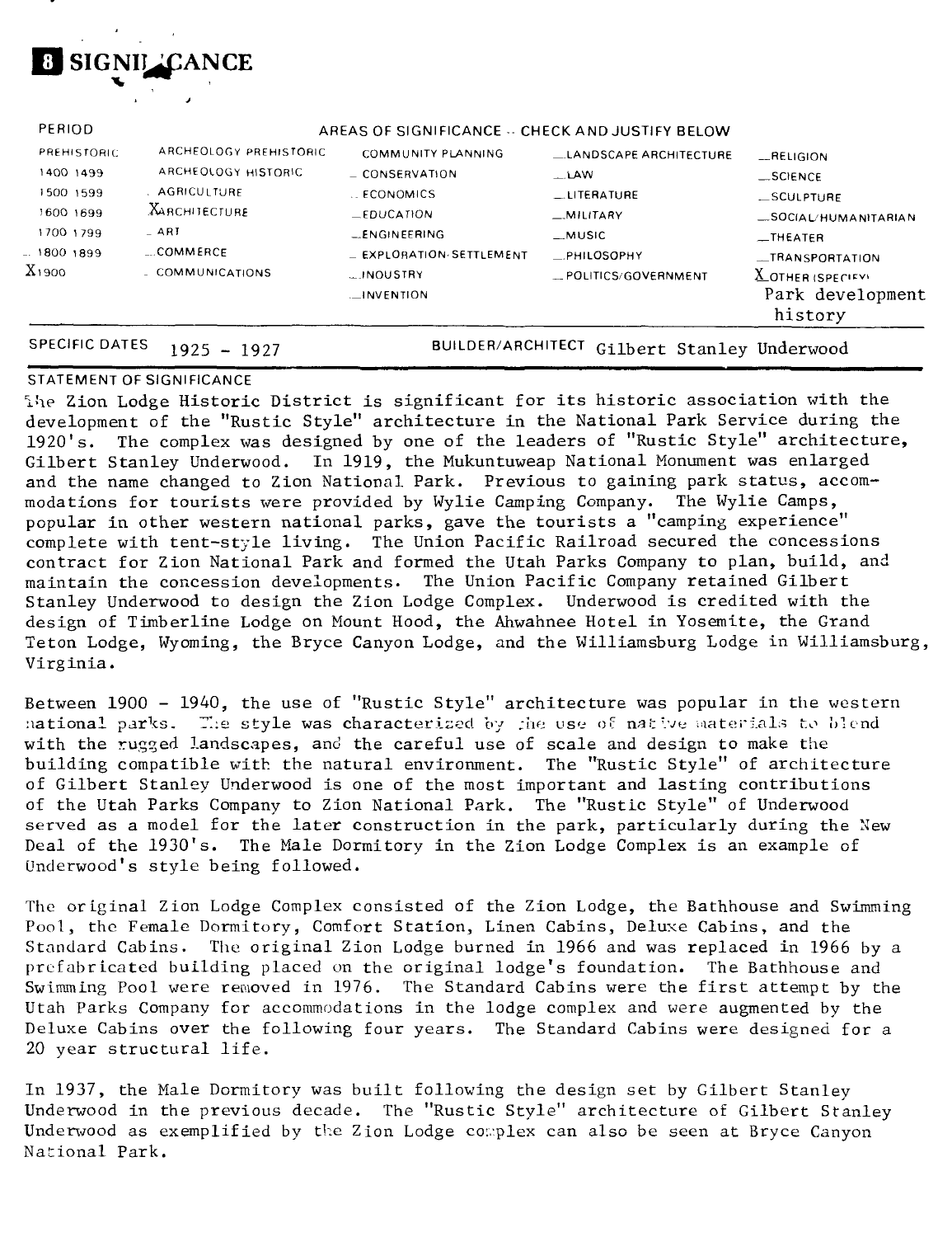# 8 SIGNIFICANCE

| PERIOD | AREAS OF SIGNIFICANCE -- CHECK AND JUSTIFY BELOW | | | |
|---|---|---|---|---|
| PREHISTORIC | ARCHEOLOGY PREHISTORIC | COMMUNITY PLANNING | _LANDSCAPE ARCHITECTURE | _RELIGION |
| 1400 1499 | ARCHEOLOGY HISTORIC | _CONSERVATION | _LAW | _SCIENCE |
| 1500 1599 | AGRICULTURE | _ECONOMICS | _LITERATURE | _SCULPTURE |
| 1600 1699 | X ARCHITECTURE | _EDUCATION | _MILITARY | _SOCIAL/HUMANITARIAN |
| 1700 1799 | _ART | _ENGINEERING | _MUSIC | _THEATER |
| _1800 1899 | _COMMERCE | _EXPLORATION/SETTLEMENT | _PHILOSOPHY | _TRANSPORTATION |
| X 1900 | _COMMUNICATIONS | _INDUSTRY | _POLITICS/GOVERNMENT | X OTHER (SPECIFY) |
| | | _INVENTION | | Park development history |

SPECIFIC DATES 1925 - 1927 BUILDER/ARCHITECT Gilbert Stanley Underwood

STATEMENT OF SIGNIFICANCE

The Zion Lodge Historic District is significant for its historic association with the development of the "Rustic Style" architecture in the National Park Service during the 1920's. The complex was designed by one of the leaders of "Rustic Style" architecture, Gilbert Stanley Underwood. In 1919, the Mukuntuweap National Monument was enlarged and the name changed to Zion National Park. Previous to gaining park status, accommodations for tourists were provided by Wylie Camping Company. The Wylie Camps, popular in other western national parks, gave the tourists a "camping experience" complete with tent-style living. The Union Pacific Railroad secured the concessions contract for Zion National Park and formed the Utah Parks Company to plan, build, and maintain the concession developments. The Union Pacific Company retained Gilbert Stanley Underwood to design the Zion Lodge Complex. Underwood is credited with the design of Timberline Lodge on Mount Hood, the Ahwahnee Hotel in Yosemite, the Grand Teton Lodge, Wyoming, the Bryce Canyon Lodge, and the Williamsburg Lodge in Williamsburg, Virginia.

Between 1900 - 1940, the use of "Rustic Style" architecture was popular in the western national parks. The style was characterized by the use of native materials to blend with the rugged landscapes, and the careful use of scale and design to make the building compatible with the natural environment. The "Rustic Style" of architecture of Gilbert Stanley Underwood is one of the most important and lasting contributions of the Utah Parks Company to Zion National Park. The "Rustic Style" of Underwood served as a model for the later construction in the park, particularly during the New Deal of the 1930's. The Male Dormitory in the Zion Lodge Complex is an example of Underwood's style being followed.

The original Zion Lodge Complex consisted of the Zion Lodge, the Bathhouse and Swimming Pool, the Female Dormitory, Comfort Station, Linen Cabins, Deluxe Cabins, and the Standard Cabins. The original Zion Lodge burned in 1966 and was replaced in 1966 by a prefabricated building placed on the original lodge's foundation. The Bathhouse and Swimming Pool were removed in 1976. The Standard Cabins were the first attempt by the Utah Parks Company for accommodations in the lodge complex and were augmented by the Deluxe Cabins over the following four years. The Standard Cabins were designed for a 20 year structural life.

In 1937, the Male Dormitory was built following the design set by Gilbert Stanley Underwood in the previous decade. The "Rustic Style" architecture of Gilbert Stanley Underwood as exemplified by the Zion Lodge complex can also be seen at Bryce Canyon National Park.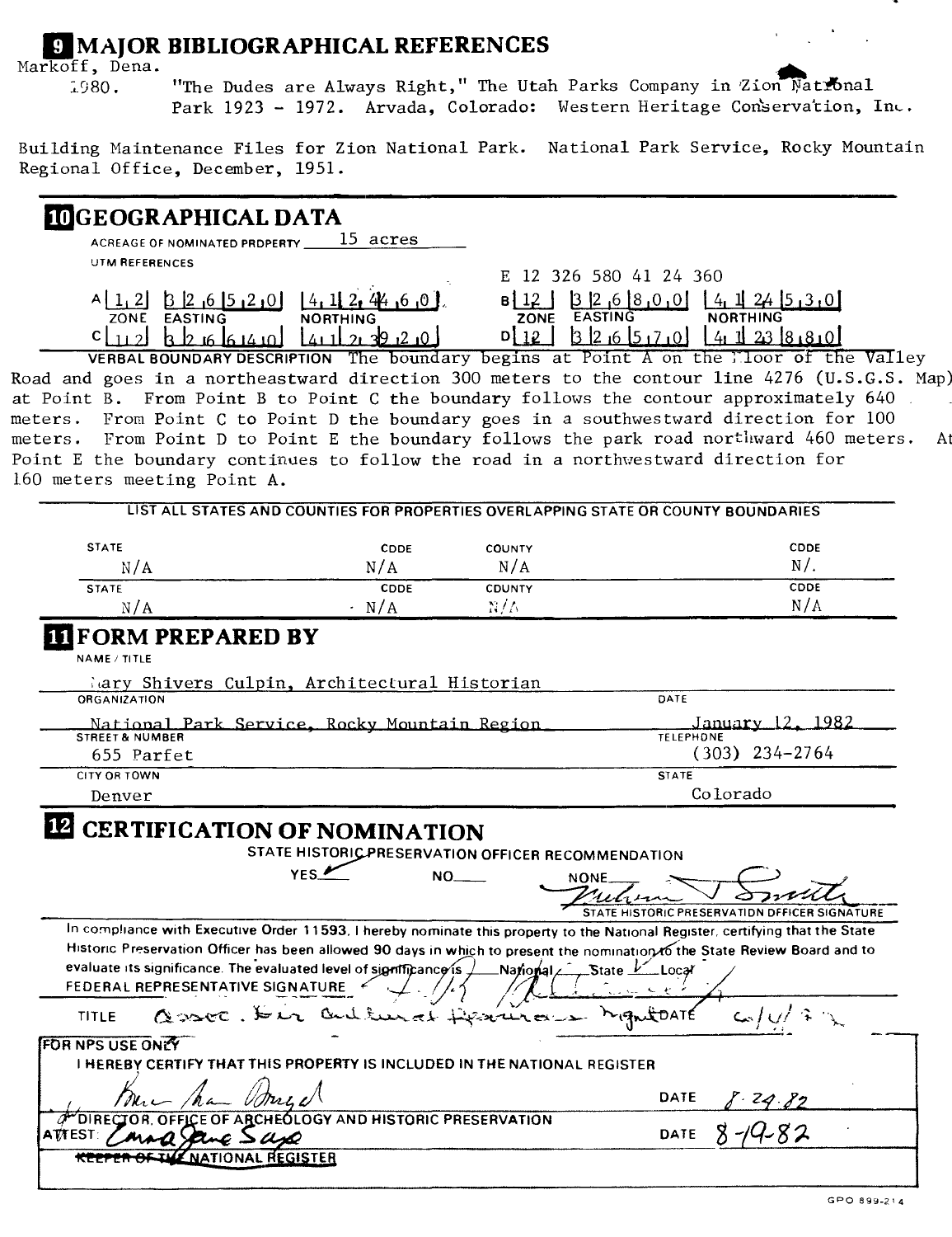## 9 MAJOR BIBLIOGRAPHICAL REFERENCES

Markoff, Dena.
1980. "The Dudes are Always Right," The Utah Parks Company in Zion National Park 1923 - 1972. Arvada, Colorado: Western Heritage Conservation, Inc.

Building Maintenance Files for Zion National Park. National Park Service, Rocky Mountain Regional Office, December, 1951.

## 10 GEOGRAPHICAL DATA

ACREAGE OF NOMINATED PROPERTY 15 acres

UTM REFERENCES

E 12 326 580 41 24 360

| | ZONE | EASTING | NORTHING | | ZONE | EASTING | NORTHING |
|---|---|---|---|---|---|---|---|
| A | 12 | 326520 | 4124460 | B | 12 | 326800 | 4124530 |
| C | 12 | 326640 | 4123920 | D | 12 | 326570 | 4123880 |

VERBAL BOUNDARY DESCRIPTION The boundary begins at Point A on the floor of the Valley Road and goes in a northeastward direction 300 meters to the contour line 4276 (U.S.G.S. Map) at Point B. From Point B to Point C the boundary follows the contour approximately 640 meters. From Point C to Point D the boundary goes in a southwestward direction for 100 meters. From Point D to Point E the boundary follows the park road northward 460 meters. At Point E the boundary continues to follow the road in a northwestward direction for 160 meters meeting Point A.

LIST ALL STATES AND COUNTIES FOR PROPERTIES OVERLAPPING STATE OR COUNTY BOUNDARIES

| STATE | CODE | COUNTY | CODE |
|---|---|---|---|
| N/A | N/A | N/A | N/A |
| N/A | N/A | N/A | N/A |

## 11 FORM PREPARED BY

NAME / TITLE
Mary Shivers Culpin, Architectural Historian

ORGANIZATION: National Park Service, Rocky Mountain Region
DATE: January 12, 1982

STREET & NUMBER: 655 Parfet
TELEPHONE: (303) 234-2764

CITY OR TOWN: Denver
STATE: Colorado

## 12 CERTIFICATION OF NOMINATION

STATE HISTORIC PRESERVATION OFFICER RECOMMENDATION

YES ✓ NO___ NONE___

Melvin T. Smith
STATE HISTORIC PRESERVATION OFFICER SIGNATURE

In compliance with Executive Order 11593, I hereby nominate this property to the National Register, certifying that the State Historic Preservation Officer has been allowed 90 days in which to present the nomination to the State Review Board and to evaluate its significance. The evaluated level of significance is ___ National ___ State ✓ Local

FEDERAL REPRESENTATIVE SIGNATURE

TITLE Assoc. Dir Cultural Resources Mgmt DATE 6/4/82

FOR NPS USE ONLY

I HEREBY CERTIFY THAT THIS PROPERTY IS INCLUDED IN THE NATIONAL REGISTER

DATE 8-24-82

DIRECTOR, OFFICE OF ARCHEOLOGY AND HISTORIC PRESERVATION

ATTEST: DATE 8-19-82

~~KEEPER OF THE~~ NATIONAL REGISTER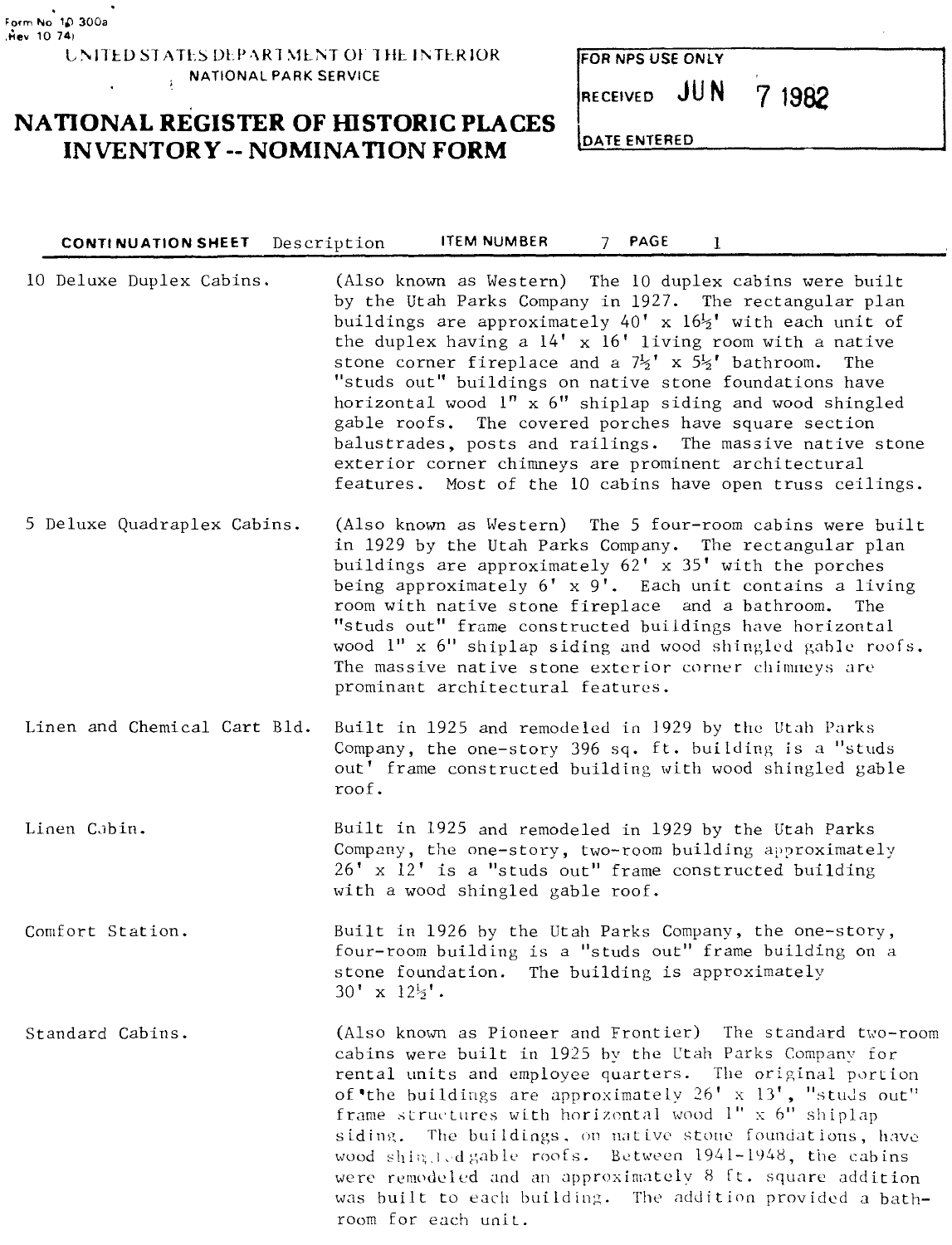Form No 10 300a
Rev 10 74)

UNITED STATES DEPARTMENT OF THE INTERIOR
NATIONAL PARK SERVICE

# NATIONAL REGISTER OF HISTORIC PLACES INVENTORY -- NOMINATION FORM

| FOR NPS USE ONLY |
|---|
| RECEIVED JUN 7 1982 |
| DATE ENTERED |

**CONTINUATION SHEET** Description **ITEM NUMBER** 7 **PAGE** 1

| | |
|---|---|
| 10 Deluxe Duplex Cabins. | (Also known as Western) The 10 duplex cabins were built by the Utah Parks Company in 1927. The rectangular plan buildings are approximately 40' x 16½' with each unit of the duplex having a 14' x 16' living room with a native stone corner fireplace and a 7½' x 5½' bathroom. The "studs out" buildings on native stone foundations have horizontal wood 1" x 6" shiplap siding and wood shingled gable roofs. The covered porches have square section balustrades, posts and railings. The massive native stone exterior corner chimneys are prominent architectural features. Most of the 10 cabins have open truss ceilings. |
| 5 Deluxe Quadraplex Cabins. | (Also known as Western) The 5 four-room cabins were built in 1929 by the Utah Parks Company. The rectangular plan buildings are approximately 62' x 35' with the porches being approximately 6' x 9'. Each unit contains a living room with native stone fireplace and a bathroom. The "studs out" frame constructed buildings have horizontal wood 1" x 6" shiplap siding and wood shingled gable roofs. The massive native stone exterior corner chimneys are prominant architectural features. |
| Linen and Chemical Cart Bld. | Built in 1925 and remodeled in 1929 by the Utah Parks Company, the one-story 396 sq. ft. building is a "studs out' frame constructed building with wood shingled gable roof. |
| Linen Cabin. | Built in 1925 and remodeled in 1929 by the Utah Parks Company, the one-story, two-room building approximately 26' x 12' is a "studs out" frame constructed building with a wood shingled gable roof. |
| Comfort Station. | Built in 1926 by the Utah Parks Company, the one-story, four-room building is a "studs out" frame building on a stone foundation. The building is approximately 30' x 12½'. |
| Standard Cabins. | (Also known as Pioneer and Frontier) The standard two-room cabins were built in 1925 by the Utah Parks Company for rental units and employee quarters. The original portion of the buildings are approximately 26' x 13', "studs out" frame structures with horizontal wood 1" x 6" shiplap siding. The buildings, on native stone foundations, have wood shingled gable roofs. Between 1941-1948, the cabins were remodeled and an approximately 8 ft. square addition was built to each building. The addition provided a bathroom for each unit. |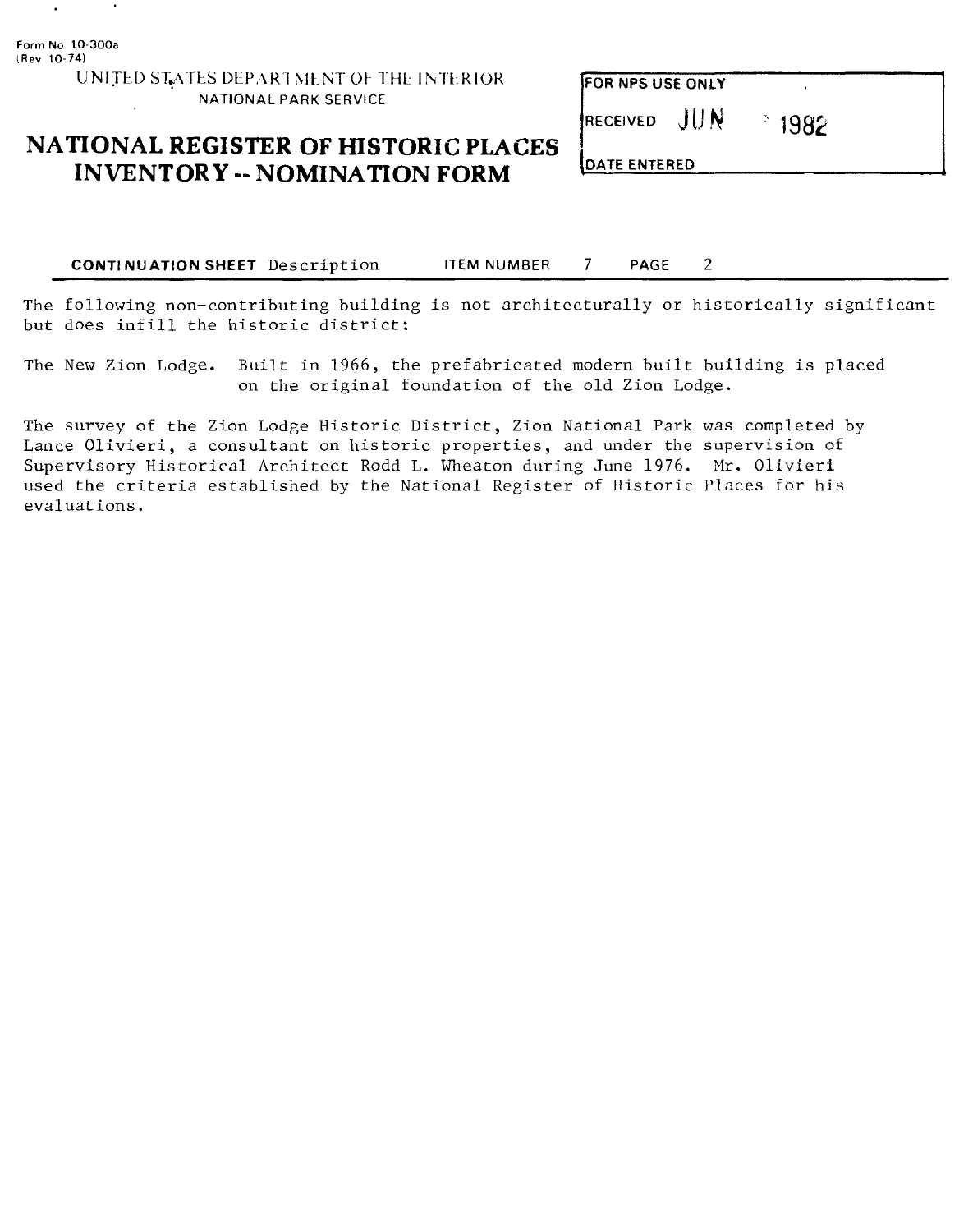Form No. 10-300a
(Rev 10-74)

UNITED STATES DEPARTMENT OF THE INTERIOR
NATIONAL PARK SERVICE

# NATIONAL REGISTER OF HISTORIC PLACES INVENTORY -- NOMINATION FORM

| FOR NPS USE ONLY |
| --- |
| RECEIVED JUN 1982 |
| DATE ENTERED |

**CONTINUATION SHEET** Description ITEM NUMBER 7 PAGE 2

The following non-contributing building is not architecturally or historically significant but does infill the historic district:

The New Zion Lodge. Built in 1966, the prefabricated modern built building is placed on the original foundation of the old Zion Lodge.

The survey of the Zion Lodge Historic District, Zion National Park was completed by Lance Olivieri, a consultant on historic properties, and under the supervision of Supervisory Historical Architect Rodd L. Wheaton during June 1976. Mr. Olivieri used the criteria established by the National Register of Historic Places for his evaluations.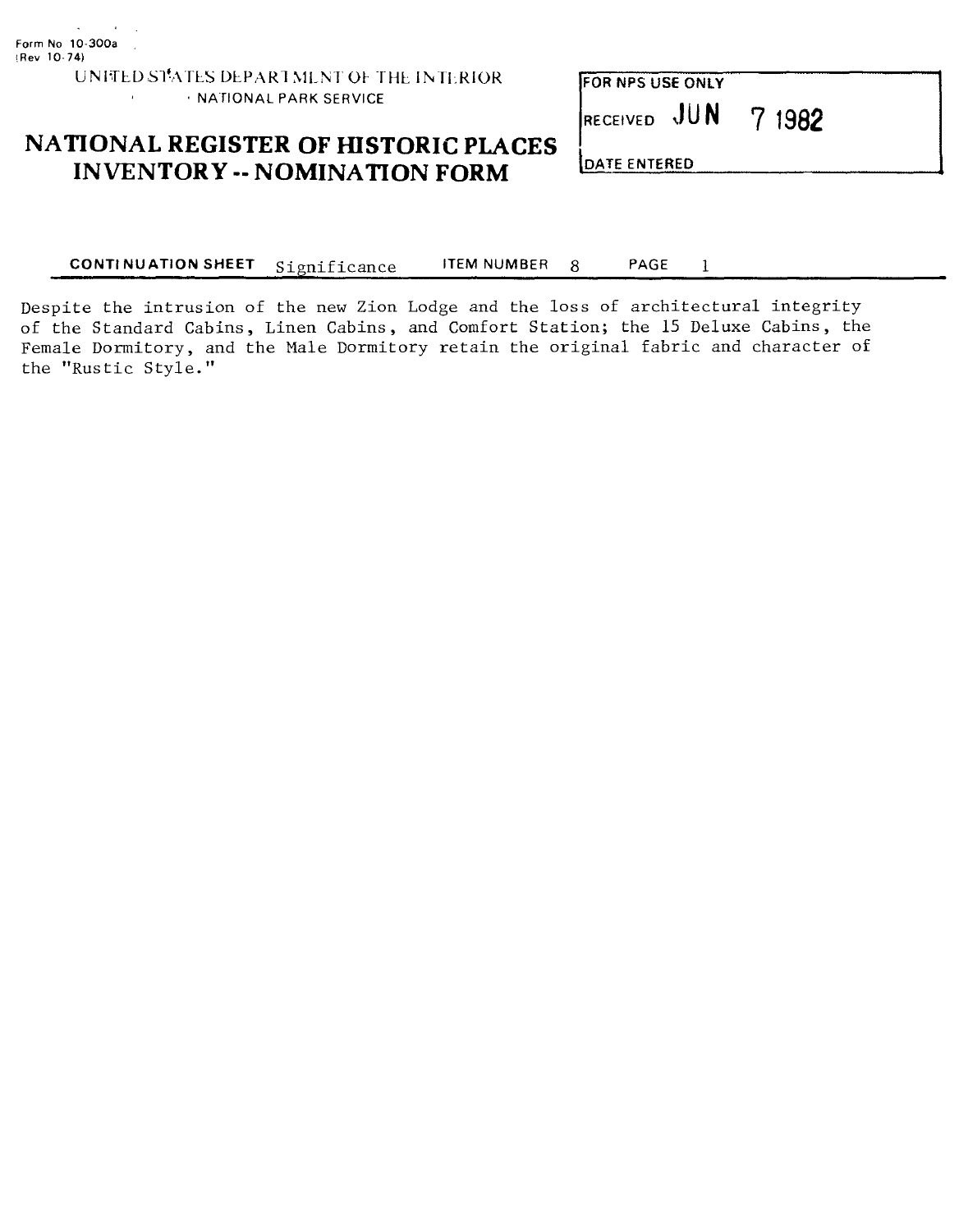Form No 10-300a
(Rev 10-74)

UNITED STATES DEPARTMENT OF THE INTERIOR
NATIONAL PARK SERVICE

# NATIONAL REGISTER OF HISTORIC PLACES INVENTORY -- NOMINATION FORM

| FOR NPS USE ONLY |
| --- |
| RECEIVED JUN 7 1982 |
| DATE ENTERED |

**CONTINUATION SHEET** Significance **ITEM NUMBER** 8 **PAGE** 1

Despite the intrusion of the new Zion Lodge and the loss of architectural integrity of the Standard Cabins, Linen Cabins, and Comfort Station; the 15 Deluxe Cabins, the Female Dormitory, and the Male Dormitory retain the original fabric and character of the "Rustic Style."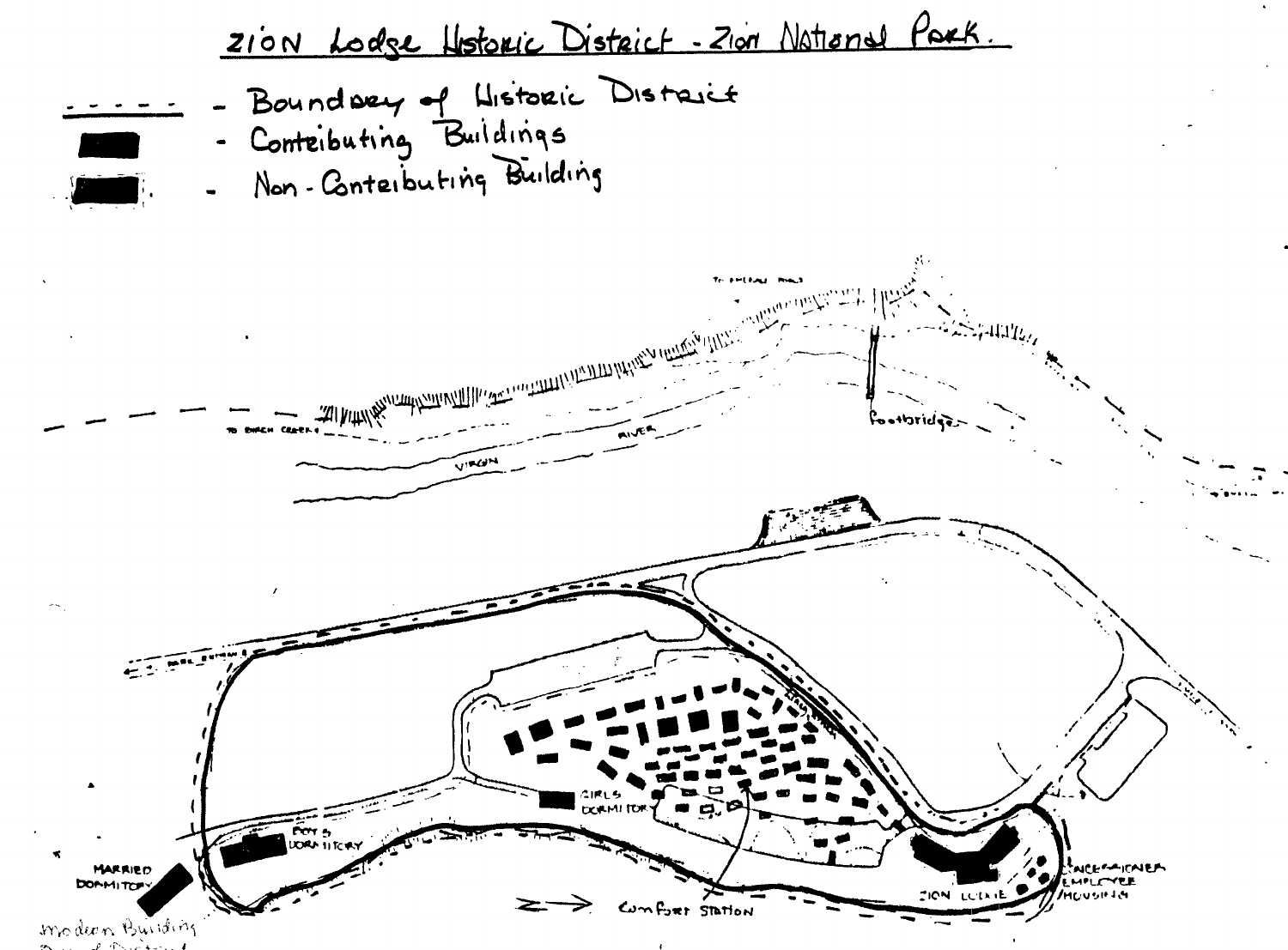# Zion Lodge Historic District - Zion National Park.

- - - - - - Boundary of Historic District

Contributing Buildings

Non-Contributing Building

TO EMERALD POOLS

TO BIRCH CREEK

VIRGIN RIVER

Footbridge

PARK ENTRANCE

GIRLS DORMITORY

BOYS DORMITORY

MARRIED DORMITORY

Modern Building Out of District

ZION LODGE

CONCESSIONER EMPLOYEE HOUSING

Comfort Station

N →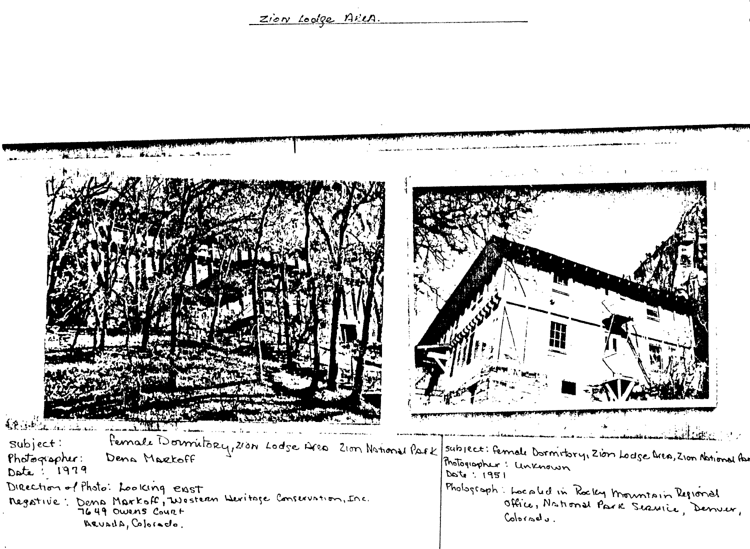Zion Lodge Area.

Subject: Female Dormitory, Zion Lodge Area Zion National Park
Photographer: Dena Markoff
Date: 1979
Direction of Photo: Looking east
Negative: Dena Markoff, Western Heritage Conservation, Inc.
7649 Owens Court
Arvada, Colorado.

Subject: Female Dormitory, Zion Lodge Area, Zion National Park
Photographer: Unknown
Date: 1951
Photograph: Located in Rocky Mountain Regional Office, National Park Service, Denver, Colorado.